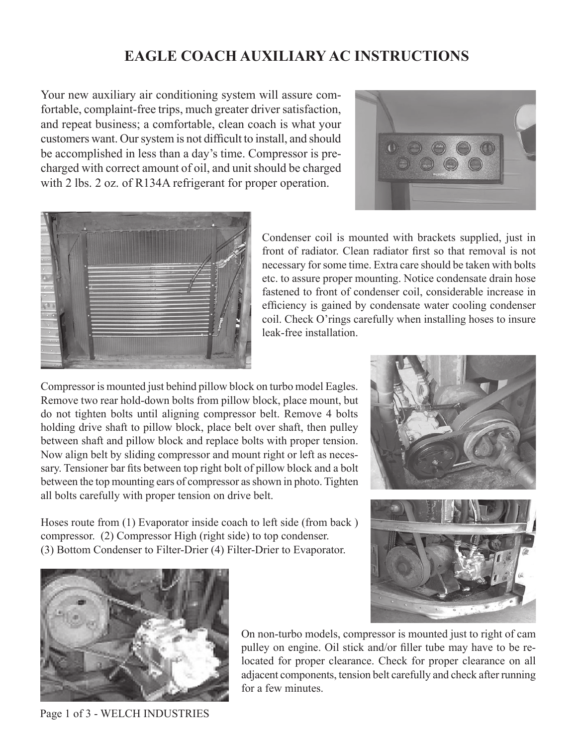# EAGLE COACH AUXILIARY AC INSTRUCTIONS

Your new auxiliary air conditioning system will assure comfortable, complaint-free trips, much greater driver satisfaction, and repeat business; a comfortable, clean coach is what your customers want. Our system is not difficult to install, and should be accomplished in less than a day's time. Compressor is precharged with correct amount of oil, and unit should be charged with 2 lbs. 2 oz. of R134A refrigerant for proper operation.

Condenser coil is mounted with brackets supplied, just in front of radiator. Clean radiator first so that removal is not necessary for some time. Extra care should be taken with bolts etc. to assure proper mounting. Notice condensate drain hose fastened to front of condenser coil, considerable increase in efficiency is gained by condensate water cooling condenser coil. Check O'rings carefully when installing hoses to insure leak-free installation.

Compressor is mounted just behind pillow block on turbo model Eagles. Remove two rear hold-down bolts from pillow block, place mount, but do not tighten bolts until aligning compressor belt. Remove 4 bolts holding drive shaft to pillow block, place belt over shaft, then pulley between shaft and pillow block and replace bolts with proper tension. Now align belt by sliding compressor and mount right or left as necessary. Tensioner bar fits between top right bolt of pillow block and a bolt between the top mounting ears of compressor as shown in photo. Tighten all bolts carefully with proper tension on drive belt.

Hoses route from (1) Evaporator inside coach to left side (from back) compressor. (2) Compressor High (right side) to top condenser. (3) Bottom Condenser to Filter-Drier (4) Filter-Drier to Evaporator.

On non-turbo models, compressor is mounted just to right of cam pulley on engine. Oil stick and/or filler tube may have to be relocated for proper clearance. Check for proper clearance on all adjacent components, tension belt carefully and check after running for a few minutes.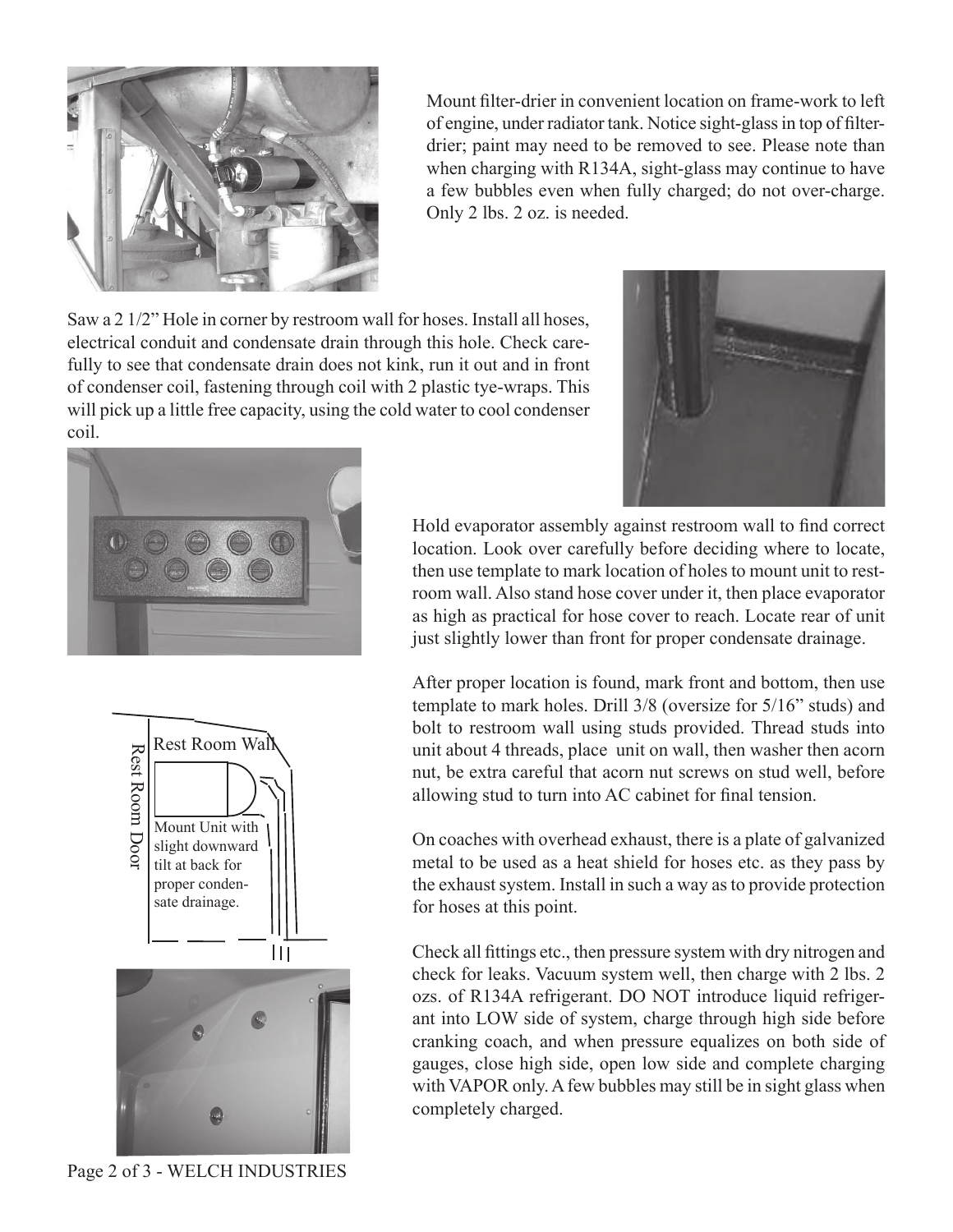Mount filter-drier in convenient location on frame-work to left of engine, under radiator tank. Notice sight-glass in top of filter-drier; paint may need to be removed to see. Please note than when charging with R134A, sight-glass may continue to have a few bubbles even when fully charged; do not over-charge. Only 2 lbs. 2 oz. is needed.

Saw a 2 1/2" Hole in corner by restroom wall for hoses. Install all hoses, electrical conduit and condensate drain through this hole. Check carefully to see that condensate drain does not kink, run it out and in front of condenser coil, fastening through coil with 2 plastic tye-wraps. This will pick up a little free capacity, using the cold water to cool condenser coil.

Hold evaporator assembly against restroom wall to find correct location. Look over carefully before deciding where to locate, then use template to mark location of holes to mount unit to restroom wall. Also stand hose cover under it, then place evaporator as high as practical for hose cover to reach. Locate rear of unit just slightly lower than front for proper condensate drainage.

Rest Room Wall

Rest Room Door

Mount Unit with slight downward tilt at back for proper condensate drainage.

After proper location is found, mark front and bottom, then use template to mark holes. Drill 3/8 (oversize for 5/16" studs) and bolt to restroom wall using studs provided. Thread studs into unit about 4 threads, place unit on wall, then washer then acorn nut, be extra careful that acorn nut screws on stud well, before allowing stud to turn into AC cabinet for final tension.

On coaches with overhead exhaust, there is a plate of galvanized metal to be used as a heat shield for hoses etc. as they pass by the exhaust system. Install in such a way as to provide protection for hoses at this point.

Check all fittings etc., then pressure system with dry nitrogen and check for leaks. Vacuum system well, then charge with 2 lbs. 2 ozs. of R134A refrigerant. DO NOT introduce liquid refrigerant into LOW side of system, charge through high side before cranking coach, and when pressure equalizes on both side of gauges, close high side, open low side and complete charging with VAPOR only. A few bubbles may still be in sight glass when completely charged.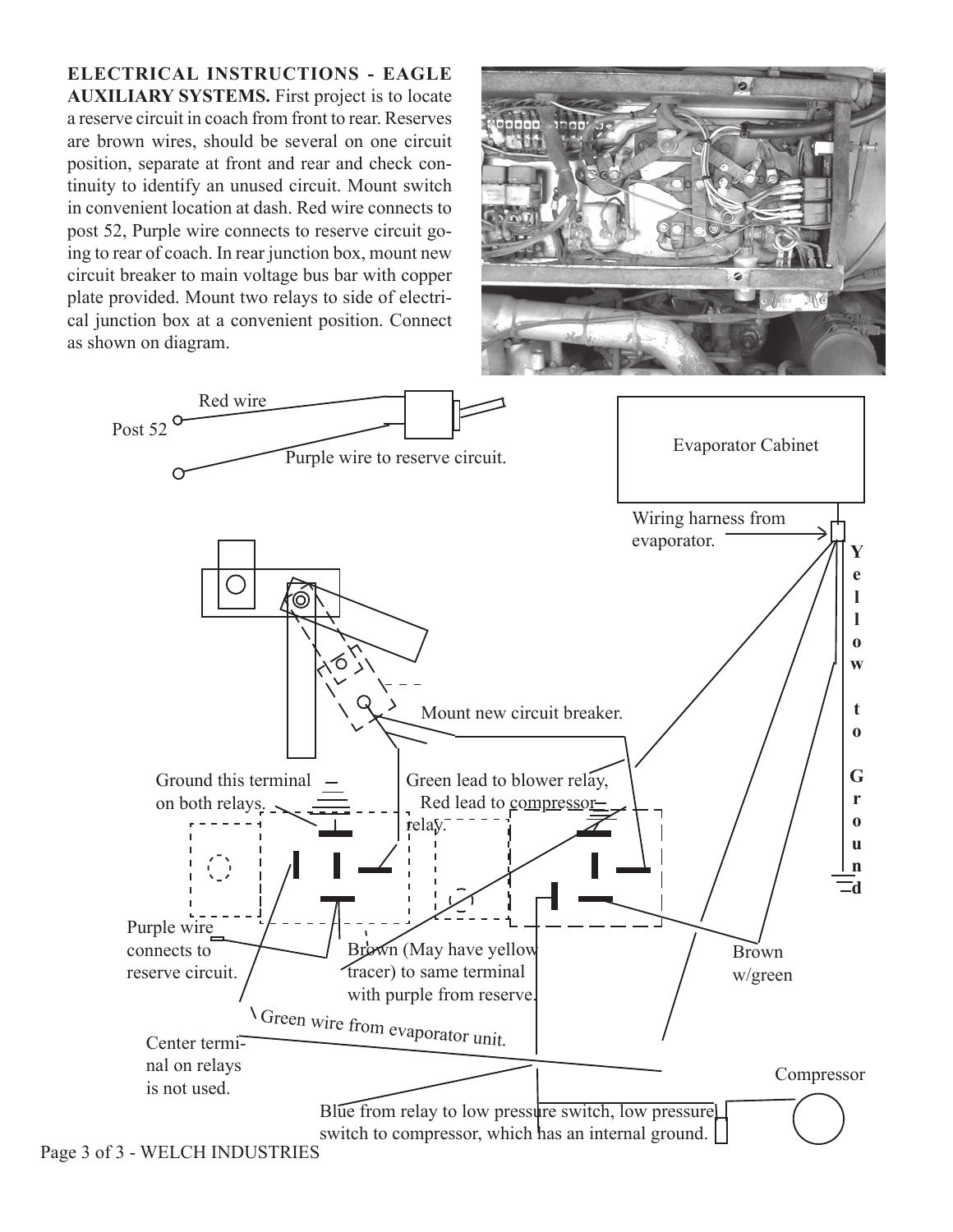**ELECTRICAL INSTRUCTIONS - EAGLE AUXILIARY SYSTEMS.** First project is to locate a reserve circuit in coach from front to rear. Reserves are brown wires, should be several on one circuit position, separate at front and rear and check continuity to identify an unused circuit. Mount switch in convenient location at dash. Red wire connects to post 52, Purple wire connects to reserve circuit going to rear of coach. In rear junction box, mount new circuit breaker to main voltage bus bar with copper plate provided. Mount two relays to side of electrical junction box at a convenient position. Connect as shown on diagram.

Red wire

Post 52

Purple wire to reserve circuit.

Evaporator Cabinet

Wiring harness from evaporator.

Yellow to Ground

Mount new circuit breaker.

Ground this terminal on both relays.

Green lead to blower relay, Red lead to compressor relay.

Purple wire connects to reserve circuit.

Brown (May have yellow tracer) to same terminal with purple from reserve.

Brown w/green

Green wire from evaporator unit.

Center terminal on relays is not used.

Compressor

Blue from relay to low pressure switch, low pressure switch to compressor, which has an internal ground.